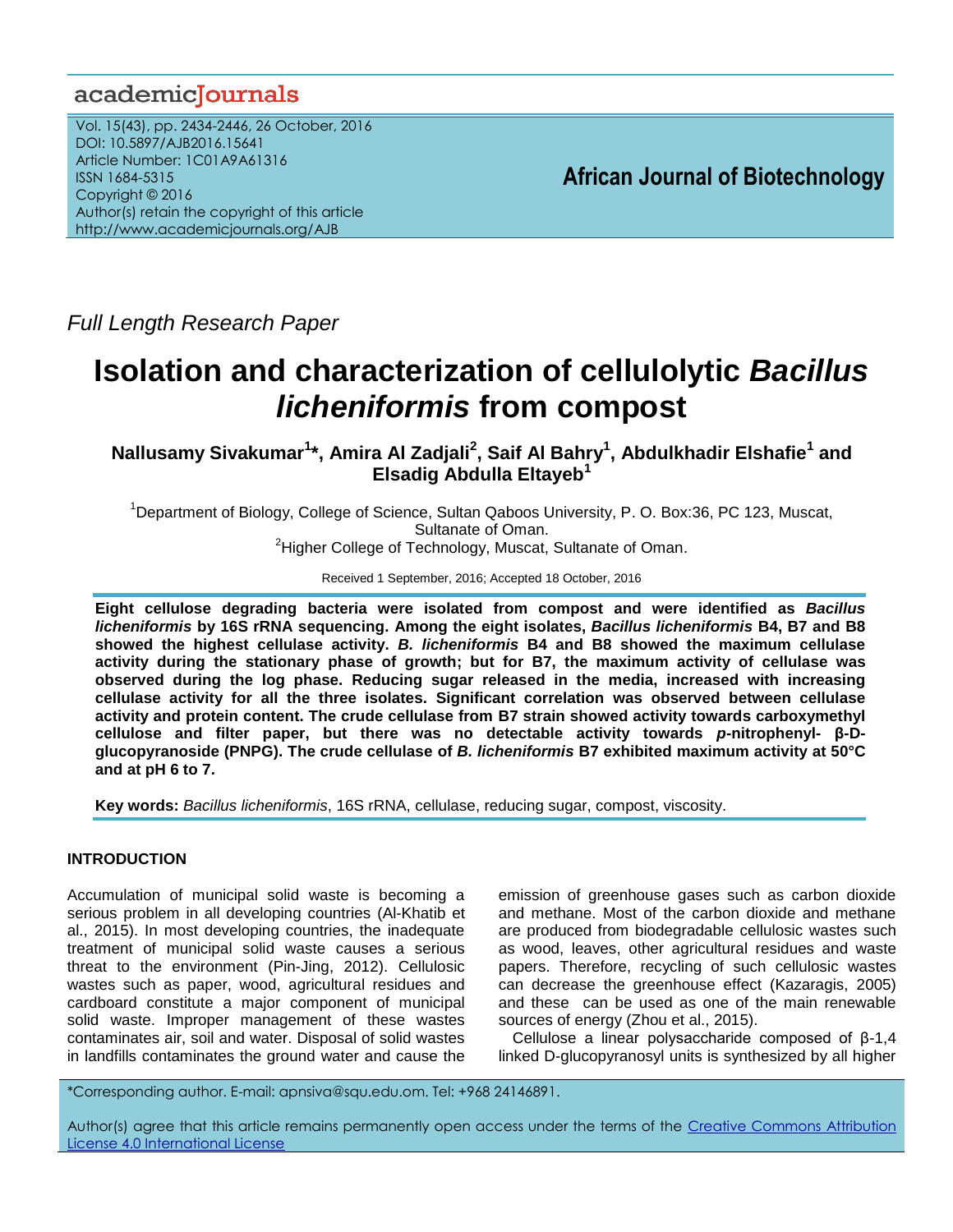academicJournals

Vol. 15(43), pp. 2434-2446, 26 October, 2016
DOI: 10.5897/AJB2016.15641
Article Number: 1C01A9A61316
ISSN 1684-5315
Copyright © 2016
Author(s) retain the copyright of this article
http://www.academicjournals.org/AJB

**African Journal of Biotechnology**

*Full Length Research Paper*

# Isolation and characterization of cellulolytic *Bacillus licheniformis* from compost

**Nallusamy Sivakumar[1]*, Amira Al Zadjali[2], Saif Al Bahry[1], Abdulkhadir Elshafie[1] and Elsadig Abdulla Eltayeb[1]**

[1]Department of Biology, College of Science, Sultan Qaboos University, P. O. Box:36, PC 123, Muscat, Sultanate of Oman.
[2]Higher College of Technology, Muscat, Sultanate of Oman.

Received 1 September, 2016; Accepted 18 October, 2016

**Eight cellulose degrading bacteria were isolated from compost and were identified as *Bacillus licheniformis* by 16S rRNA sequencing. Among the eight isolates, *Bacillus licheniformis* B4, B7 and B8 showed the highest cellulase activity. *B. licheniformis* B4 and B8 showed the maximum cellulase activity during the stationary phase of growth; but for B7, the maximum activity of cellulase was observed during the log phase. Reducing sugar released in the media, increased with increasing cellulase activity for all the three isolates. Significant correlation was observed between cellulase activity and protein content. The crude cellulase from B7 strain showed activity towards carboxymethyl cellulose and filter paper, but there was no detectable activity towards *p*-nitrophenyl- β-D-glucopyranoside (PNPG). The crude cellulase of *B. licheniformis* B7 exhibited maximum activity at 50°C and at pH 6 to 7.**

**Key words:** *Bacillus licheniformis*, 16S rRNA, cellulase, reducing sugar, compost, viscosity.

## INTRODUCTION

Accumulation of municipal solid waste is becoming a serious problem in all developing countries (Al-Khatib et al., 2015). In most developing countries, the inadequate treatment of municipal solid waste causes a serious threat to the environment (Pin-Jing, 2012). Cellulosic wastes such as paper, wood, agricultural residues and cardboard constitute a major component of municipal solid waste. Improper management of these wastes contaminates air, soil and water. Disposal of solid wastes in landfills contaminates the ground water and cause the emission of greenhouse gases such as carbon dioxide and methane. Most of the carbon dioxide and methane are produced from biodegradable cellulosic wastes such as wood, leaves, other agricultural residues and waste papers. Therefore, recycling of such cellulosic wastes can decrease the greenhouse effect (Kazaragis, 2005) and these can be used as one of the main renewable sources of energy (Zhou et al., 2015).

Cellulose a linear polysaccharide composed of β-1,4 linked D-glucopyranosyl units is synthesized by all higher

*Corresponding author. E-mail: apnsiva@squ.edu.om. Tel: +968 24146891.

Author(s) agree that this article remains permanently open access under the terms of the Creative Commons Attribution License 4.0 International License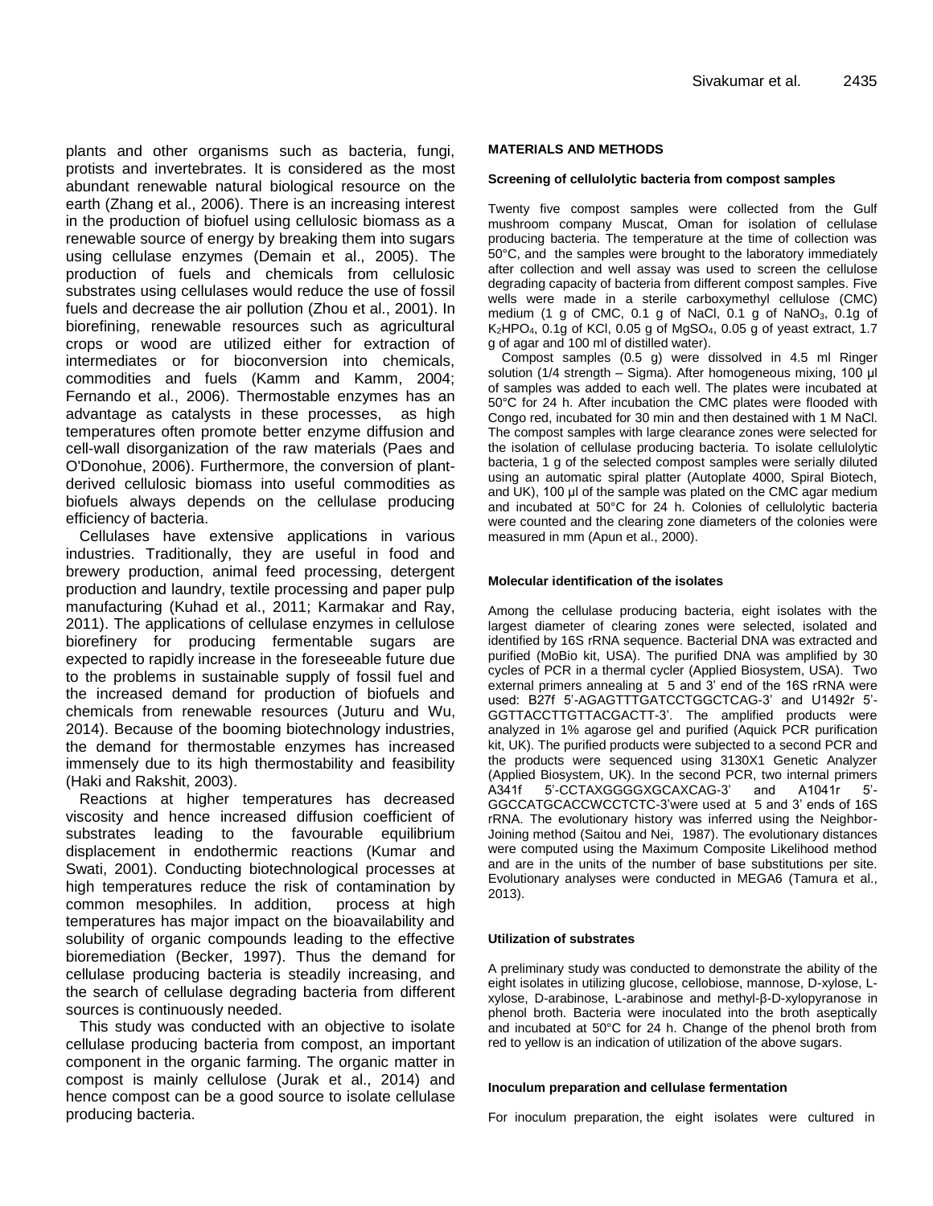plants and other organisms such as bacteria, fungi, protists and invertebrates. It is considered as the most abundant renewable natural biological resource on the earth (Zhang et al., 2006). There is an increasing interest in the production of biofuel using cellulosic biomass as a renewable source of energy by breaking them into sugars using cellulase enzymes (Demain et al., 2005). The production of fuels and chemicals from cellulosic substrates using cellulases would reduce the use of fossil fuels and decrease the air pollution (Zhou et al., 2001). In biorefining, renewable resources such as agricultural crops or wood are utilized either for extraction of intermediates or for bioconversion into chemicals, commodities and fuels (Kamm and Kamm, 2004; Fernando et al., 2006). Thermostable enzymes has an advantage as catalysts in these processes, as high temperatures often promote better enzyme diffusion and cell-wall disorganization of the raw materials (Paes and O'Donohue, 2006). Furthermore, the conversion of plant-derived cellulosic biomass into useful commodities as biofuels always depends on the cellulase producing efficiency of bacteria.

Cellulases have extensive applications in various industries. Traditionally, they are useful in food and brewery production, animal feed processing, detergent production and laundry, textile processing and paper pulp manufacturing (Kuhad et al., 2011; Karmakar and Ray, 2011). The applications of cellulase enzymes in cellulose biorefinery for producing fermentable sugars are expected to rapidly increase in the foreseeable future due to the problems in sustainable supply of fossil fuel and the increased demand for production of biofuels and chemicals from renewable resources (Juturu and Wu, 2014). Because of the booming biotechnology industries, the demand for thermostable enzymes has increased immensely due to its high thermostability and feasibility (Haki and Rakshit, 2003).

Reactions at higher temperatures has decreased viscosity and hence increased diffusion coefficient of substrates leading to the favourable equilibrium displacement in endothermic reactions (Kumar and Swati, 2001). Conducting biotechnological processes at high temperatures reduce the risk of contamination by common mesophiles. In addition, process at high temperatures has major impact on the bioavailability and solubility of organic compounds leading to the effective bioremediation (Becker, 1997). Thus the demand for cellulase producing bacteria is steadily increasing, and the search of cellulase degrading bacteria from different sources is continuously needed.

This study was conducted with an objective to isolate cellulase producing bacteria from compost, an important component in the organic farming. The organic matter in compost is mainly cellulose (Jurak et al., 2014) and hence compost can be a good source to isolate cellulase producing bacteria.

## MATERIALS AND METHODS

### Screening of cellulolytic bacteria from compost samples

Twenty five compost samples were collected from the Gulf mushroom company Muscat, Oman for isolation of cellulase producing bacteria. The temperature at the time of collection was 50°C, and the samples were brought to the laboratory immediately after collection and well assay was used to screen the cellulose degrading capacity of bacteria from different compost samples. Five wells were made in a sterile carboxymethyl cellulose (CMC) medium (1 g of CMC, 0.1 g of NaCl, 0.1 g of $NaNO_3$, 0.1g of $K_2HPO_4$, 0.1g of KCl, 0.05 g of $MgSO_4$, 0.05 g of yeast extract, 1.7 g of agar and 100 ml of distilled water).

Compost samples (0.5 g) were dissolved in 4.5 ml Ringer solution (1/4 strength – Sigma). After homogeneous mixing, 100 µl of samples was added to each well. The plates were incubated at 50°C for 24 h. After incubation the CMC plates were flooded with Congo red, incubated for 30 min and then destained with 1 M NaCl. The compost samples with large clearance zones were selected for the isolation of cellulase producing bacteria. To isolate cellulolytic bacteria, 1 g of the selected compost samples were serially diluted using an automatic spiral platter (Autoplate 4000, Spiral Biotech, and UK), 100 µl of the sample was plated on the CMC agar medium and incubated at 50°C for 24 h. Colonies of cellulolytic bacteria were counted and the clearing zone diameters of the colonies were measured in mm (Apun et al., 2000).

### Molecular identification of the isolates

Among the cellulase producing bacteria, eight isolates with the largest diameter of clearing zones were selected, isolated and identified by 16S rRNA sequence. Bacterial DNA was extracted and purified (MoBio kit, USA). The purified DNA was amplified by 30 cycles of PCR in a thermal cycler (Applied Biosystem, USA). Two external primers annealing at 5 and 3' end of the 16S rRNA were used: B27f 5'-AGAGTTTGATCCTGGCTCAG-3' and U1492r 5'-GGTTACCTTGTTACGACTT-3'. The amplified products were analyzed in 1% agarose gel and purified (Aquick PCR purification kit, UK). The purified products were subjected to a second PCR and the products were sequenced using 3130X1 Genetic Analyzer (Applied Biosystem, UK). In the second PCR, two internal primers A341f 5'-CCTAXGGGGXGCAXCAG-3' and A1041r 5'-GGCCATGCACCWCCTCTC-3'were used at 5 and 3' ends of 16S rRNA. The evolutionary history was inferred using the Neighbor-Joining method (Saitou and Nei, 1987). The evolutionary distances were computed using the Maximum Composite Likelihood method and are in the units of the number of base substitutions per site. Evolutionary analyses were conducted in MEGA6 (Tamura et al., 2013).

### Utilization of substrates

A preliminary study was conducted to demonstrate the ability of the eight isolates in utilizing glucose, cellobiose, mannose, D-xylose, L-xylose, D-arabinose, L-arabinose and methyl-β-D-xylopyranose in phenol broth. Bacteria were inoculated into the broth aseptically and incubated at 50°C for 24 h. Change of the phenol broth from red to yellow is an indication of utilization of the above sugars.

### Inoculum preparation and cellulase fermentation

For inoculum preparation, the eight isolates were cultured in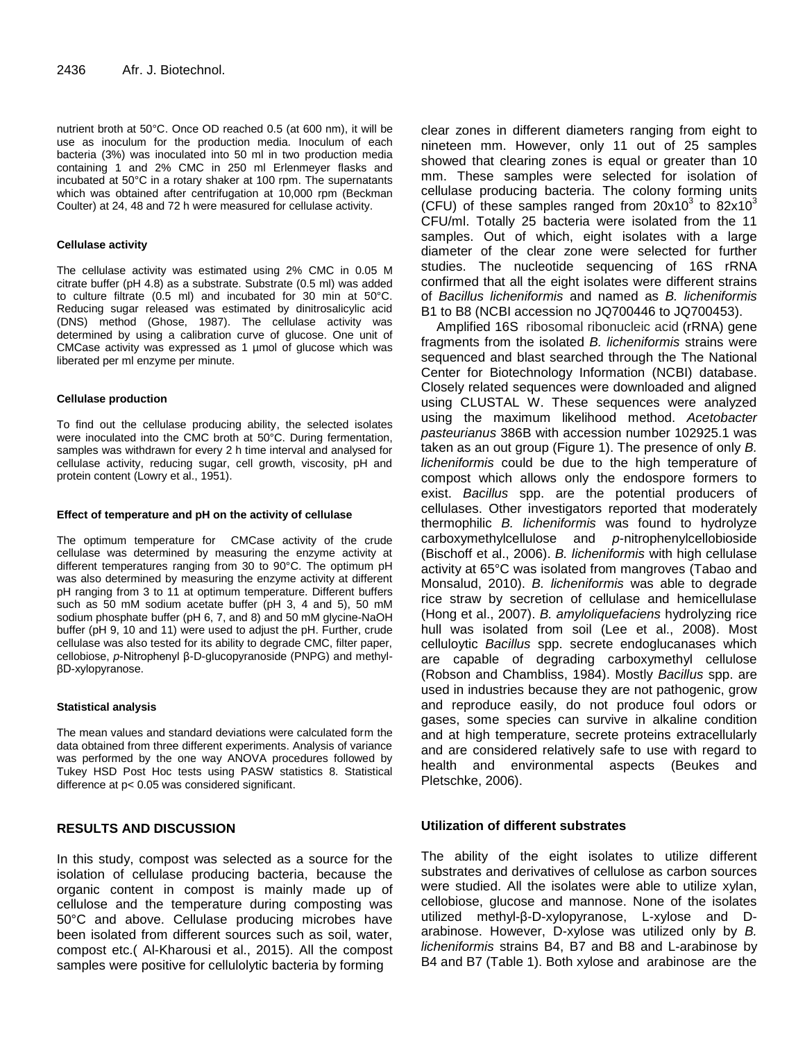nutrient broth at 50°C. Once OD reached 0.5 (at 600 nm), it will be use as inoculum for the production media. Inoculum of each bacteria (3%) was inoculated into 50 ml in two production media containing 1 and 2% CMC in 250 ml Erlenmeyer flasks and incubated at 50°C in a rotary shaker at 100 rpm. The supernatants which was obtained after centrifugation at 10,000 rpm (Beckman Coulter) at 24, 48 and 72 h were measured for cellulase activity.

#### Cellulase activity

The cellulase activity was estimated using 2% CMC in 0.05 M citrate buffer (pH 4.8) as a substrate. Substrate (0.5 ml) was added to culture filtrate (0.5 ml) and incubated for 30 min at 50°C. Reducing sugar released was estimated by dinitrosalicylic acid (DNS) method (Ghose, 1987). The cellulase activity was determined by using a calibration curve of glucose. One unit of CMCase activity was expressed as 1 µmol of glucose which was liberated per ml enzyme per minute.

#### Cellulase production

To find out the cellulase producing ability, the selected isolates were inoculated into the CMC broth at 50°C. During fermentation, samples was withdrawn for every 2 h time interval and analysed for cellulase activity, reducing sugar, cell growth, viscosity, pH and protein content (Lowry et al., 1951).

#### Effect of temperature and pH on the activity of cellulase

The optimum temperature for CMCase activity of the crude cellulase was determined by measuring the enzyme activity at different temperatures ranging from 30 to 90°C. The optimum pH was also determined by measuring the enzyme activity at different pH ranging from 3 to 11 at optimum temperature. Different buffers such as 50 mM sodium acetate buffer (pH 3, 4 and 5), 50 mM sodium phosphate buffer (pH 6, 7, and 8) and 50 mM glycine-NaOH buffer (pH 9, 10 and 11) were used to adjust the pH. Further, crude cellulase was also tested for its ability to degrade CMC, filter paper, cellobiose, *p*-Nitrophenyl β-D-glucopyranoside (PNPG) and methyl-βD-xylopyranose.

#### Statistical analysis

The mean values and standard deviations were calculated form the data obtained from three different experiments. Analysis of variance was performed by the one way ANOVA procedures followed by Tukey HSD Post Hoc tests using PASW statistics 8. Statistical difference at $p< 0.05$ was considered significant.

## RESULTS AND DISCUSSION

In this study, compost was selected as a source for the isolation of cellulase producing bacteria, because the organic content in compost is mainly made up of cellulose and the temperature during composting was 50°C and above. Cellulase producing microbes have been isolated from different sources such as soil, water, compost etc.( Al-Kharousi et al., 2015). All the compost samples were positive for cellulolytic bacteria by forming clear zones in different diameters ranging from eight to nineteen mm. However, only 11 out of 25 samples showed that clearing zones is equal or greater than 10 mm. These samples were selected for isolation of cellulase producing bacteria. The colony forming units (CFU) of these samples ranged from $20 \times 10^3$ to $82 \times 10^3$ CFU/ml. Totally 25 bacteria were isolated from the 11 samples. Out of which, eight isolates with a large diameter of the clear zone were selected for further studies. The nucleotide sequencing of 16S rRNA confirmed that all the eight isolates were different strains of *Bacillus licheniformis* and named as *B. licheniformis* B1 to B8 (NCBI accession no JQ700446 to JQ700453).

Amplified 16S ribosomal ribonucleic acid (rRNA) gene fragments from the isolated *B. licheniformis* strains were sequenced and blast searched through the The National Center for Biotechnology Information (NCBI) database. Closely related sequences were downloaded and aligned using CLUSTAL W. These sequences were analyzed using the maximum likelihood method. *Acetobacter pasteurianus* 386B with accession number 102925.1 was taken as an out group (Figure 1). The presence of only *B. licheniformis* could be due to the high temperature of compost which allows only the endospore formers to exist. *Bacillus* spp. are the potential producers of cellulases. Other investigators reported that moderately thermophilic *B. licheniformis* was found to hydrolyze carboxymethylcellulose and *p*-nitrophenylcellobioside (Bischoff et al., 2006). *B. licheniformis* with high cellulase activity at 65°C was isolated from mangroves (Tabao and Monsalud, 2010). *B. licheniformis* was able to degrade rice straw by secretion of cellulase and hemicellulase (Hong et al., 2007). *B. amyloliquefaciens* hydrolyzing rice hull was isolated from soil (Lee et al., 2008). Most celluloytic *Bacillus* spp. secrete endoglucanases which are capable of degrading carboxymethyl cellulose (Robson and Chambliss, 1984). Mostly *Bacillus* spp. are used in industries because they are not pathogenic, grow and reproduce easily, do not produce foul odors or gases, some species can survive in alkaline condition and at high temperature, secrete proteins extracellularly and are considered relatively safe to use with regard to health and environmental aspects (Beukes and Pletschke, 2006).

### Utilization of different substrates

The ability of the eight isolates to utilize different substrates and derivatives of cellulose as carbon sources were studied. All the isolates were able to utilize xylan, cellobiose, glucose and mannose. None of the isolates utilized methyl-β-D-xylopyranose, L-xylose and D-arabinose. However, D-xylose was utilized only by *B. licheniformis* strains B4, B7 and B8 and L-arabinose by B4 and B7 (Table 1). Both xylose and arabinose are the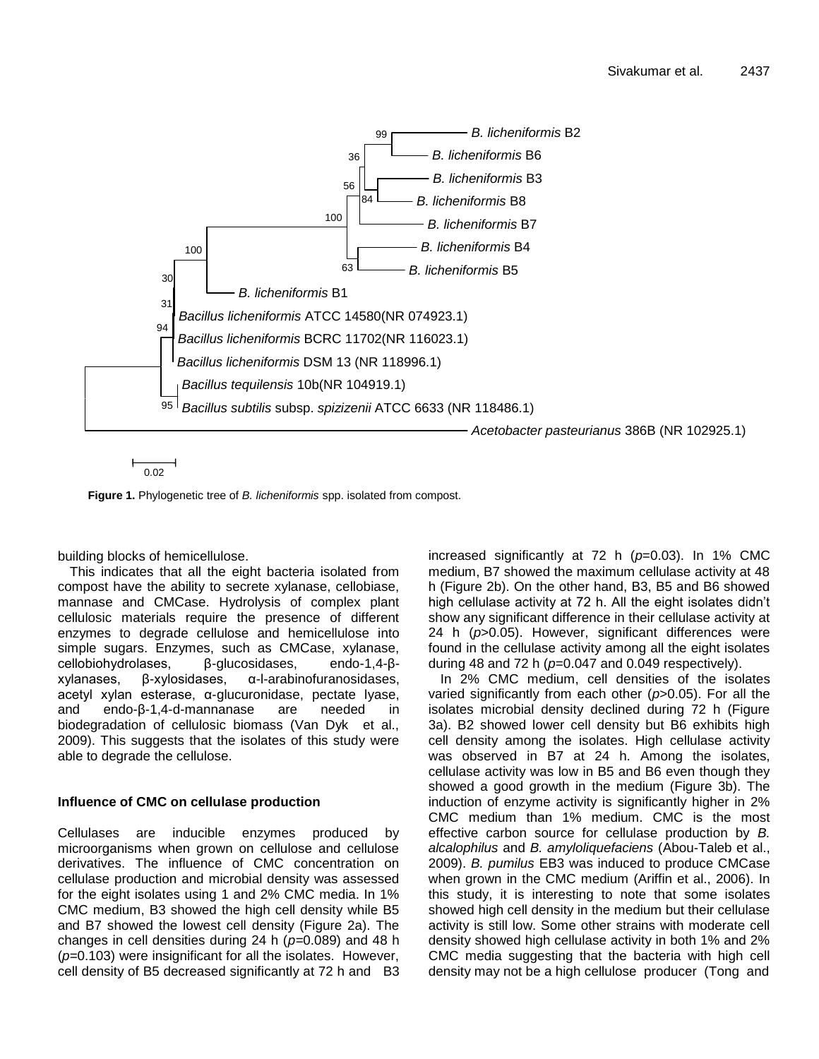**Figure 1.** Phylogenetic tree of *B. licheniformis* spp. isolated from compost.

building blocks of hemicellulose.

This indicates that all the eight bacteria isolated from compost have the ability to secrete xylanase, cellobiase, mannase and CMCase. Hydrolysis of complex plant cellulosic materials require the presence of different enzymes to degrade cellulose and hemicellulose into simple sugars. Enzymes, such as CMCase, xylanase, cellobiohydrolases, β-glucosidases, endo-1,4-β-xylanases, β-xylosidases, α-l-arabinofuranosidases, acetyl xylan esterase, α-glucuronidase, pectate lyase, and endo-β-1,4-d-mannanase are needed in biodegradation of cellulosic biomass (Van Dyk et al., 2009). This suggests that the isolates of this study were able to degrade the cellulose.

### Influence of CMC on cellulase production

Cellulases are inducible enzymes produced by microorganisms when grown on cellulose and cellulose derivatives. The influence of CMC concentration on cellulase production and microbial density was assessed for the eight isolates using 1 and 2% CMC media. In 1% CMC medium, B3 showed the high cell density while B5 and B7 showed the lowest cell density (Figure 2a). The changes in cell densities during 24 h ($p$=0.089) and 48 h ($p$=0.103) were insignificant for all the isolates. However, cell density of B5 decreased significantly at 72 h and B3 increased significantly at 72 h ($p$=0.03). In 1% CMC medium, B7 showed the maximum cellulase activity at 48 h (Figure 2b). On the other hand, B3, B5 and B6 showed high cellulase activity at 72 h. All the eight isolates didn't show any significant difference in their cellulase activity at 24 h ($p$>0.05). However, significant differences were found in the cellulase activity among all the eight isolates during 48 and 72 h ($p$=0.047 and 0.049 respectively).

In 2% CMC medium, cell densities of the isolates varied significantly from each other ($p$>0.05). For all the isolates microbial density declined during 72 h (Figure 3a). B2 showed lower cell density but B6 exhibits high cell density among the isolates. High cellulase activity was observed in B7 at 24 h. Among the isolates, cellulase activity was low in B5 and B6 even though they showed a good growth in the medium (Figure 3b). The induction of enzyme activity is significantly higher in 2% CMC medium than 1% medium. CMC is the most effective carbon source for cellulase production by *B. alcalophilus* and *B. amyloliquefaciens* (Abou-Taleb et al., 2009). *B. pumilus* EB3 was induced to produce CMCase when grown in the CMC medium (Ariffin et al., 2006). In this study, it is interesting to note that some isolates showed high cell density in the medium but their cellulase activity is still low. Some other strains with moderate cell density showed high cellulase activity in both 1% and 2% CMC media suggesting that the bacteria with high cell density may not be a high cellulose producer (Tong and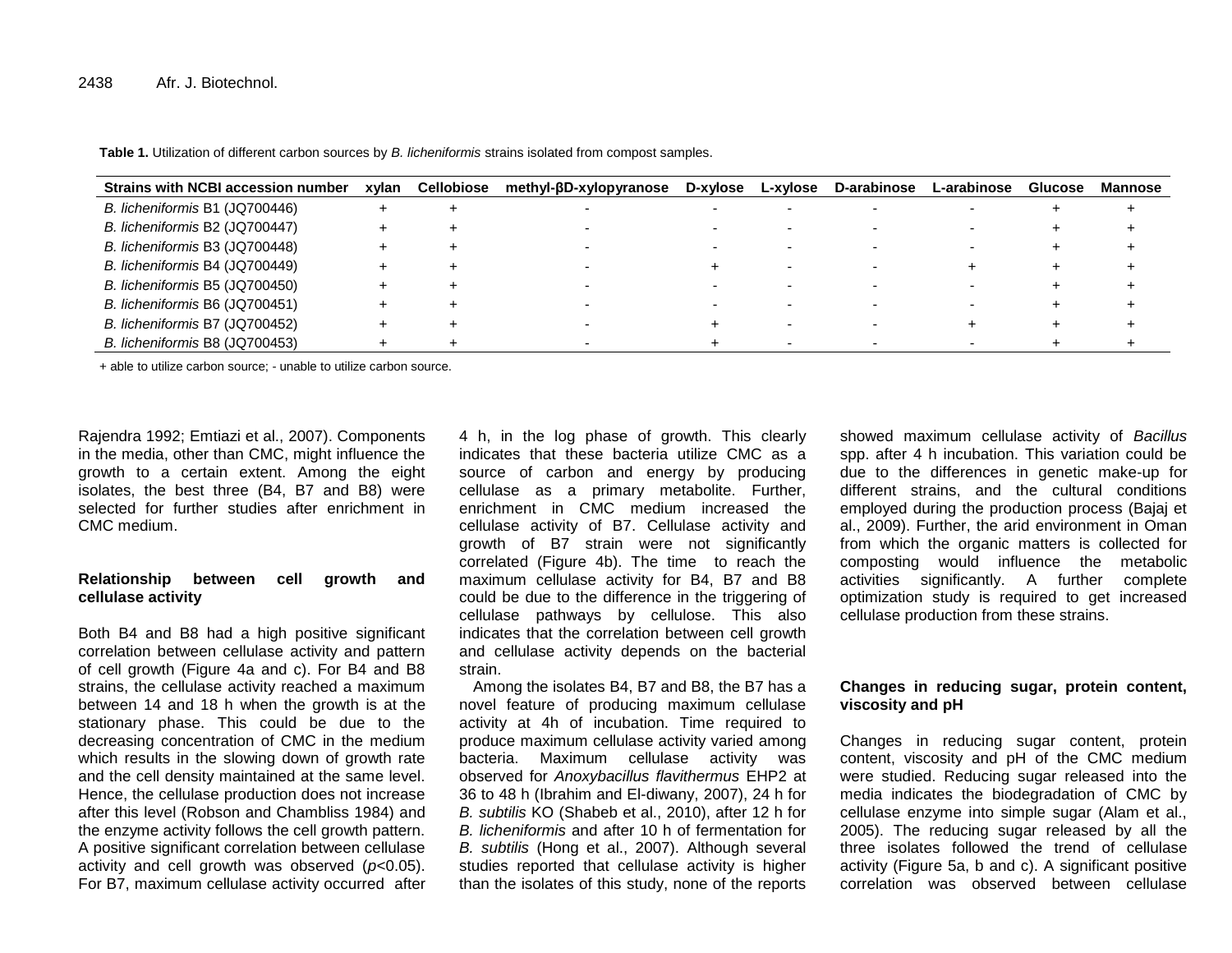**Table 1.** Utilization of different carbon sources by *B. licheniformis* strains isolated from compost samples.

| Strains with NCBI accession number | xylan | Cellobiose | methyl-βD-xylopyranose | D-xylose | L-xylose | D-arabinose | L-arabinose | Glucose | Mannose |
|---|---|---|---|---|---|---|---|---|---|
| *B. licheniformis* B1 (JQ700446) | + | + | - | - | - | - | - | + | + |
| *B. licheniformis* B2 (JQ700447) | + | + | - | - | - | - | - | + | + |
| *B. licheniformis* B3 (JQ700448) | + | + | - | - | - | - | - | + | + |
| *B. licheniformis* B4 (JQ700449) | + | + | - | + | - | - | + | + | + |
| *B. licheniformis* B5 (JQ700450) | + | + | - | - | - | - | - | + | + |
| *B. licheniformis* B6 (JQ700451) | + | + | - | - | - | - | - | + | + |
| *B. licheniformis* B7 (JQ700452) | + | + | - | + | - | - | + | + | + |
| *B. licheniformis* B8 (JQ700453) | + | + | - | + | - | - | - | + | + |

+ able to utilize carbon source; - unable to utilize carbon source.

Rajendra 1992; Emtiazi et al., 2007). Components in the media, other than CMC, might influence the growth to a certain extent. Among the eight isolates, the best three (B4, B7 and B8) were selected for further studies after enrichment in CMC medium.

### Relationship between cell growth and cellulase activity

Both B4 and B8 had a high positive significant correlation between cellulase activity and pattern of cell growth (Figure 4a and c). For B4 and B8 strains, the cellulase activity reached a maximum between 14 and 18 h when the growth is at the stationary phase. This could be due to the decreasing concentration of CMC in the medium which results in the slowing down of growth rate and the cell density maintained at the same level. Hence, the cellulase production does not increase after this level (Robson and Chambliss 1984) and the enzyme activity follows the cell growth pattern. A positive significant correlation between cellulase activity and cell growth was observed ($p<0.05$). For B7, maximum cellulase activity occurred after 4 h, in the log phase of growth. This clearly indicates that these bacteria utilize CMC as a source of carbon and energy by producing cellulase as a primary metabolite. Further, enrichment in CMC medium increased the cellulase activity of B7. Cellulase activity and growth of B7 strain were not significantly correlated (Figure 4b). The time to reach the maximum cellulase activity for B4, B7 and B8 could be due to the difference in the triggering of cellulase pathways by cellulose. This also indicates that the correlation between cell growth and cellulase activity depends on the bacterial strain.

Among the isolates B4, B7 and B8, the B7 has a novel feature of producing maximum cellulase activity at 4h of incubation. Time required to produce maximum cellulase activity varied among bacteria. Maximum cellulase activity was observed for *Anoxybacillus flavithermus* EHP2 at 36 to 48 h (Ibrahim and El-diwany, 2007), 24 h for *B. subtilis* KO (Shabeb et al., 2010), after 12 h for *B. licheniformis* and after 10 h of fermentation for *B. subtilis* (Hong et al., 2007). Although several studies reported that cellulase activity is higher than the isolates of this study, none of the reports showed maximum cellulase activity of *Bacillus* spp. after 4 h incubation. This variation could be due to the differences in genetic make-up for different strains, and the cultural conditions employed during the production process (Bajaj et al., 2009). Further, the arid environment in Oman from which the organic matters is collected for composting would influence the metabolic activities significantly. A further complete optimization study is required to get increased cellulase production from these strains.

### Changes in reducing sugar, protein content, viscosity and pH

Changes in reducing sugar content, protein content, viscosity and pH of the CMC medium were studied. Reducing sugar released into the media indicates the biodegradation of CMC by cellulase enzyme into simple sugar (Alam et al., 2005). The reducing sugar released by all the three isolates followed the trend of cellulase activity (Figure 5a, b and c). A significant positive correlation was observed between cellulase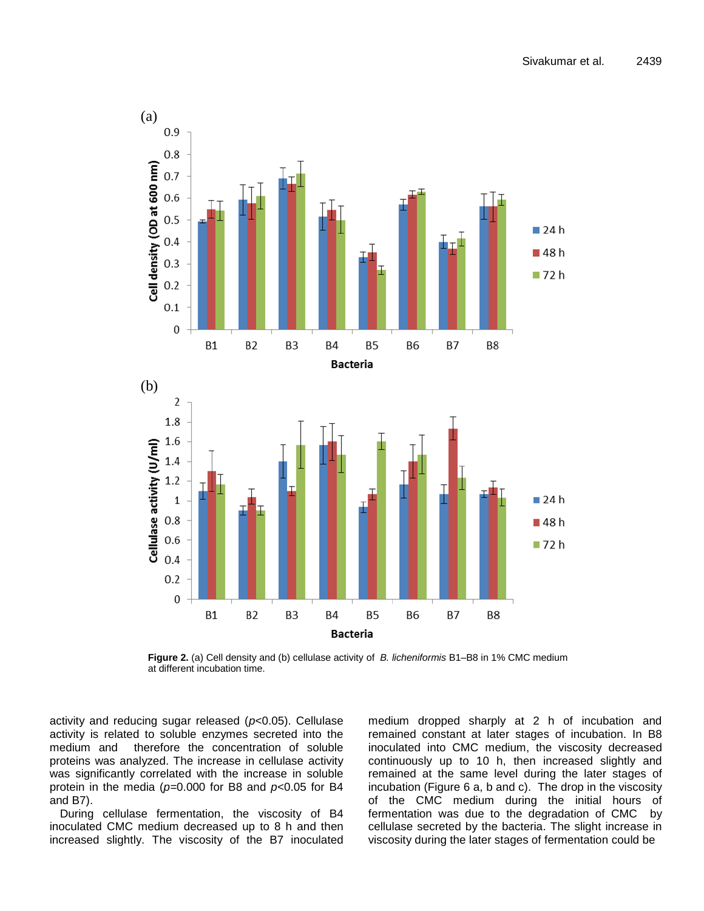**Figure 2.** (a) Cell density and (b) cellulase activity of *B. licheniformis* B1–B8 in 1% CMC medium at different incubation time.

activity and reducing sugar released ($p$<0.05). Cellulase activity is related to soluble enzymes secreted into the medium and therefore the concentration of soluble proteins was analyzed. The increase in cellulase activity was significantly correlated with the increase in soluble protein in the media ($p$=0.000 for B8 and $p$<0.05 for B4 and B7).

During cellulase fermentation, the viscosity of B4 inoculated CMC medium decreased up to 8 h and then increased slightly. The viscosity of the B7 inoculated medium dropped sharply at 2 h of incubation and remained constant at later stages of incubation. In B8 inoculated into CMC medium, the viscosity decreased continuously up to 10 h, then increased slightly and remained at the same level during the later stages of incubation (Figure 6 a, b and c). The drop in the viscosity of the CMC medium during the initial hours of fermentation was due to the degradation of CMC by cellulase secreted by the bacteria. The slight increase in viscosity during the later stages of fermentation could be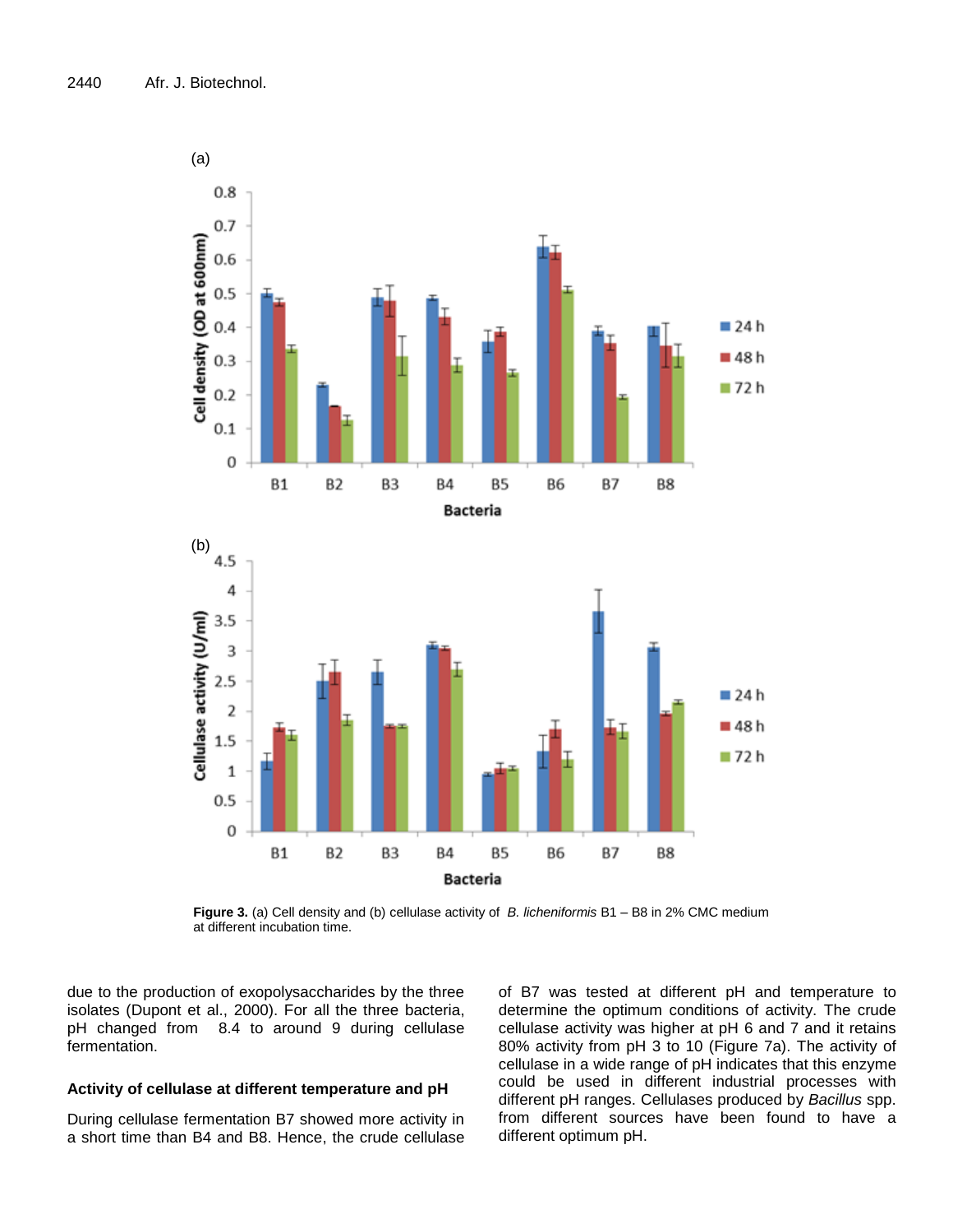**Figure 3.** (a) Cell density and (b) cellulase activity of *B. licheniformis* B1 – B8 in 2% CMC medium at different incubation time.

due to the production of exopolysaccharides by the three isolates (Dupont et al., 2000). For all the three bacteria, pH changed from 8.4 to around 9 during cellulase fermentation.

### Activity of cellulase at different temperature and pH

During cellulase fermentation B7 showed more activity in a short time than B4 and B8. Hence, the crude cellulase of B7 was tested at different pH and temperature to determine the optimum conditions of activity. The crude cellulase activity was higher at pH 6 and 7 and it retains 80% activity from pH 3 to 10 (Figure 7a). The activity of cellulase in a wide range of pH indicates that this enzyme could be used in different industrial processes with different pH ranges. Cellulases produced by *Bacillus* spp. from different sources have been found to have a different optimum pH.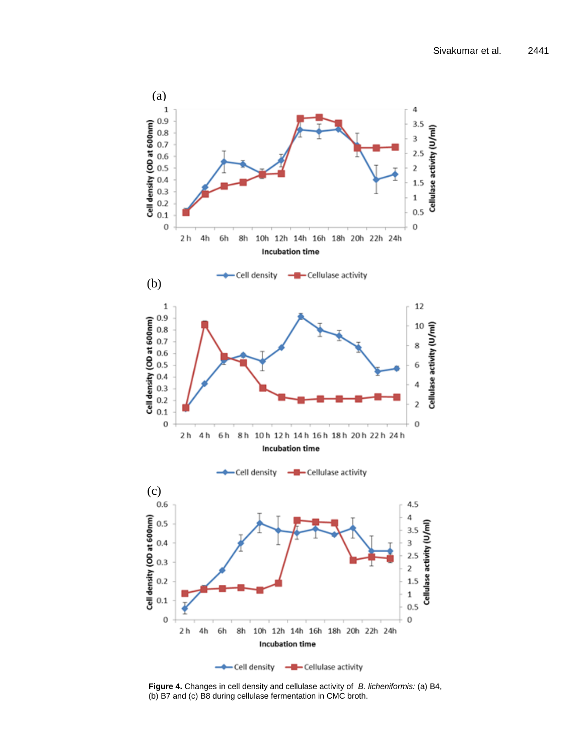**Figure 4.** Changes in cell density and cellulase activity of *B. licheniformis:* (a) B4, (b) B7 and (c) B8 during cellulase fermentation in CMC broth.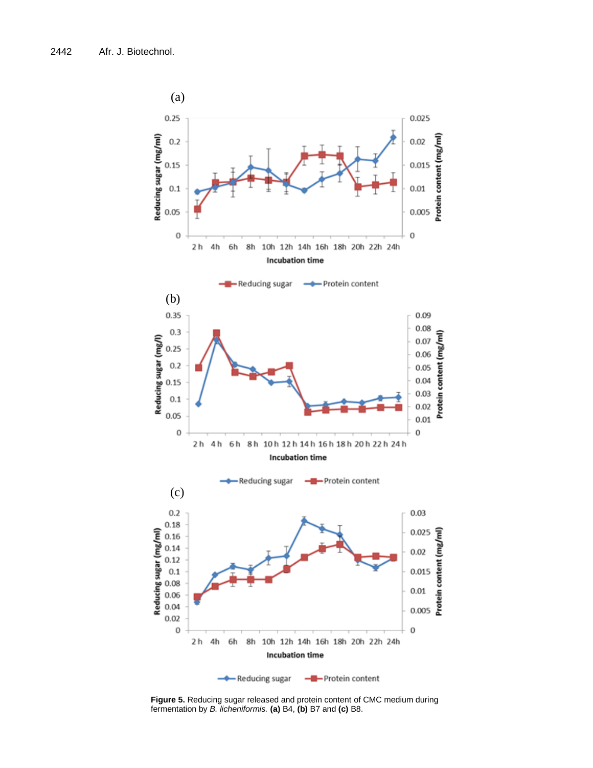**Figure 5.** Reducing sugar released and protein content of CMC medium during fermentation by *B. licheniformis.* **(a)** B4, **(b)** B7 and **(c)** B8.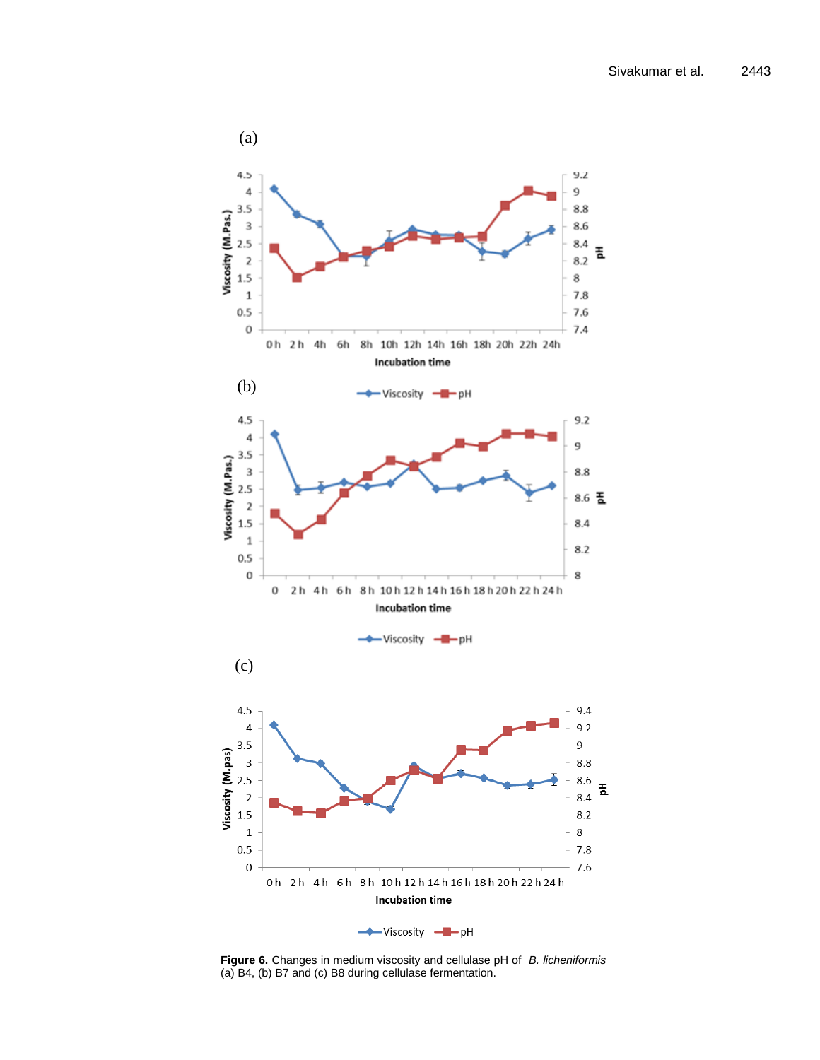**Figure 6.** Changes in medium viscosity and cellulase pH of *B. licheniformis* (a) B4, (b) B7 and (c) B8 during cellulase fermentation.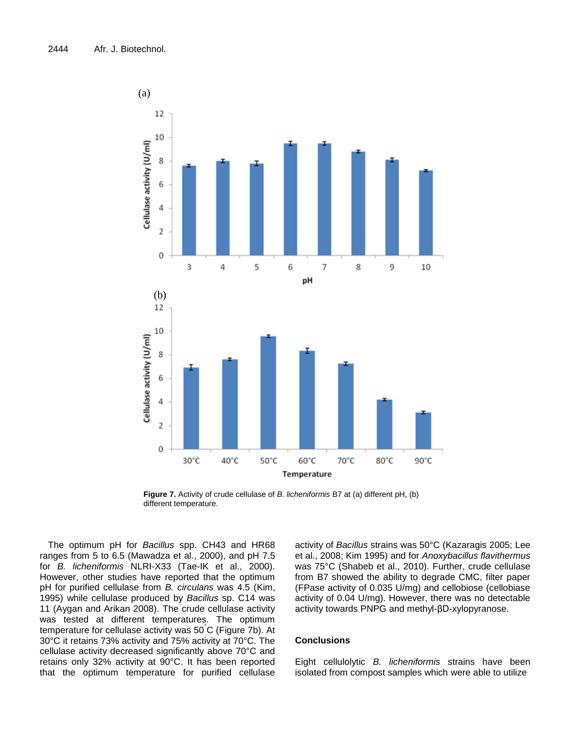Figure 7. Activity of crude cellulase of *B. licheniformis* B7 at (a) different pH, (b) different temperature.

The optimum pH for *Bacillus* spp. CH43 and HR68 ranges from 5 to 6.5 (Mawadza et al., 2000), and pH 7.5 for *B. licheniformis* NLRI-X33 (Tae-IK et al., 2000). However, other studies have reported that the optimum pH for purified cellulase from *B. circulans* was 4.5 (Kim, 1995) while cellulase produced by *Bacillus* sp. C14 was 11 (Aygan and Arikan 2008). The crude cellulase activity was tested at different temperatures. The optimum temperature for cellulase activity was 50°C (Figure 7b). At 30°C it retains 73% activity and 75% activity at 70°C. The cellulase activity decreased significantly above 70°C and retains only 32% activity at 90°C. It has been reported that the optimum temperature for purified cellulase activity of *Bacillus* strains was 50°C (Kazaragis 2005; Lee et al., 2008; Kim 1995) and for *Anoxybacillus flavithermus* was 75°C (Shabeb et al., 2010). Further, crude cellulase from B7 showed the ability to degrade CMC, filter paper (FPase activity of 0.035 U/mg) and cellobiose (cellobiase activity of 0.04 U/mg). However, there was no detectable activity towards PNPG and methyl-βD-xylopyranose.

## Conclusions

Eight cellulolytic *B. licheniformis* strains have been isolated from compost samples which were able to utilize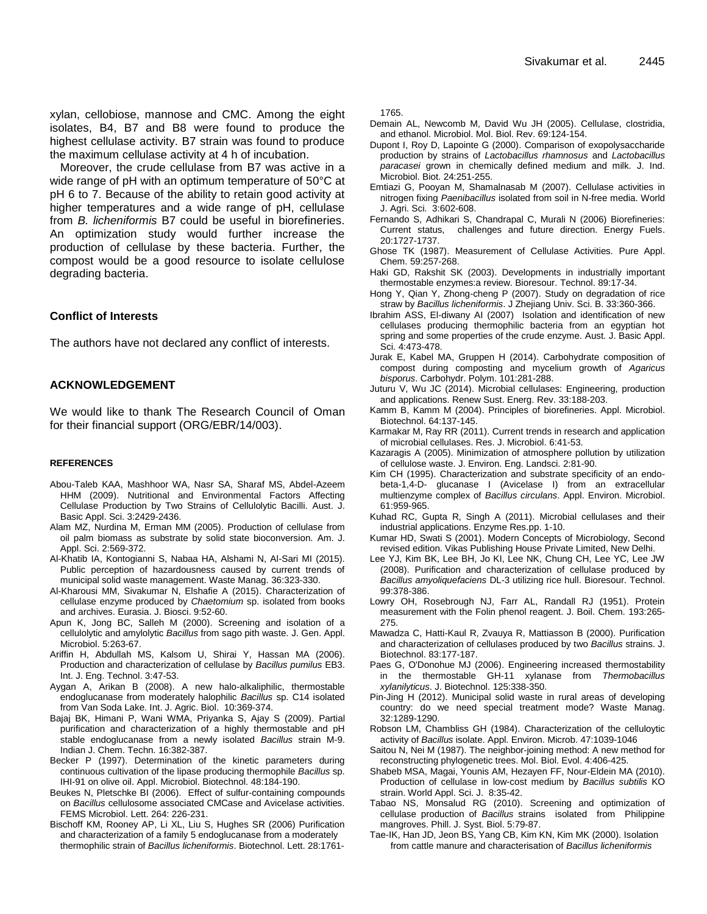xylan, cellobiose, mannose and CMC. Among the eight isolates, B4, B7 and B8 were found to produce the highest cellulase activity. B7 strain was found to produce the maximum cellulase activity at 4 h of incubation.

Moreover, the crude cellulase from B7 was active in a wide range of pH with an optimum temperature of 50°C at pH 6 to 7. Because of the ability to retain good activity at higher temperatures and a wide range of pH, cellulase from *B. licheniformis* B7 could be useful in biorefineries. An optimization study would further increase the production of cellulase by these bacteria. Further, the compost would be a good resource to isolate cellulose degrading bacteria.

## Conflict of Interests

The authors have not declared any conflict of interests.

## ACKNOWLEDGEMENT

We would like to thank The Research Council of Oman for their financial support (ORG/EBR/14/003).

## REFERENCES

Abou-Taleb KAA, Mashhoor WA, Nasr SA, Sharaf MS, Abdel-Azeem HHM (2009). Nutritional and Environmental Factors Affecting Cellulase Production by Two Strains of Cellulolytic Bacilli. Aust. J. Basic Appl. Sci. 3:2429-2436.

Alam MZ, Nurdina M, Erman MM (2005). Production of cellulase from oil palm biomass as substrate by solid state bioconversion. Am. J. Appl. Sci. 2:569-372.

Al-Khatib IA, Kontogianni S, Nabaa HA, Alshami N, Al-Sari MI (2015). Public perception of hazardousness caused by current trends of municipal solid waste management. Waste Manag. 36:323-330.

Al-Kharousi MM, Sivakumar N, Elshafie A (2015). Characterization of cellulase enzyme produced by *Chaetomium* sp. isolated from books and archives. Eurasia. J. Biosci. 9:52-60.

Apun K, Jong BC, Salleh M (2000). Screening and isolation of a cellulolytic and amylolytic *Bacillus* from sago pith waste. J. Gen. Appl. Microbiol. 5:263-67.

Ariffin H, Abdullah MS, Kalsom U, Shirai Y, Hassan MA (2006). Production and characterization of cellulase by *Bacillus pumilus* EB3. Int. J. Eng. Technol. 3:47-53.

Aygan A, Arikan B (2008). A new halo-alkaliphilic, thermostable endoglucanase from moderately halophilic *Bacillus* sp. C14 isolated from Van Soda Lake. Int. J. Agric. Biol. 10:369-374.

Bajaj BK, Himani P, Wani WMA, Priyanka S, Ajay S (2009). Partial purification and characterization of a highly thermostable and pH stable endoglucanase from a newly isolated *Bacillus* strain M-9. Indian J. Chem. Techn. 16:382-387.

Becker P (1997). Determination of the kinetic parameters during continuous cultivation of the lipase producing thermophile *Bacillus* sp. IHI-91 on olive oil. Appl. Microbiol. Biotechnol. 48:184-190.

Beukes N, Pletschke BI (2006). Effect of sulfur-containing compounds on *Bacillus* cellulosome associated CMCase and Avicelase activities. FEMS Microbiol. Lett. 264: 226-231.

Bischoff KM, Rooney AP, Li XL, Liu S, Hughes SR (2006) Purification and characterization of a family 5 endoglucanase from a moderately thermophilic strain of *Bacillus licheniformis*. Biotechnol. Lett. 28:1761-1765.

Demain AL, Newcomb M, David Wu JH (2005). Cellulase, clostridia, and ethanol. Microbiol. Mol. Biol. Rev. 69:124-154.

Dupont I, Roy D, Lapointe G (2000). Comparison of exopolysaccharide production by strains of *Lactobacillus rhamnosus* and *Lactobacillus paracasei* grown in chemically defined medium and milk. J. Ind. Microbiol. Biot. 24:251-255.

Emtiazi G, Pooyan M, Shamalnasab M (2007). Cellulase activities in nitrogen fixing *Paenibacillus* isolated from soil in N-free media. World J. Agri. Sci. 3:602-608.

Fernando S, Adhikari S, Chandrapal C, Murali N (2006) Biorefineries: Current status, challenges and future direction. Energy Fuels. 20:1727-1737.

Ghose TK (1987). Measurement of Cellulase Activities. Pure Appl. Chem. 59:257-268.

Haki GD, Rakshit SK (2003). Developments in industrially important thermostable enzymes:a review. Bioresour. Technol. 89:17-34.

Hong Y, Qian Y, Zhong-cheng P (2007). Study on degradation of rice straw by *Bacillus licheniformis*. J Zhejiang Univ. Sci. B. 33:360-366.

Ibrahim ASS, El-diwany AI (2007) Isolation and identification of new cellulases producing thermophilic bacteria from an egyptian hot spring and some properties of the crude enzyme. Aust. J. Basic Appl. Sci. 4:473-478.

Jurak E, Kabel MA, Gruppen H (2014). Carbohydrate composition of compost during composting and mycelium growth of *Agaricus bisporus*. Carbohydr. Polym. 101:281-288.

Juturu V, Wu JC (2014). Microbial cellulases: Engineering, production and applications. Renew Sust. Energ. Rev. 33:188-203.

Kamm B, Kamm M (2004). Principles of biorefineries. Appl. Microbiol. Biotechnol. 64:137-145.

Karmakar M, Ray RR (2011). Current trends in research and application of microbial cellulases. Res. J. Microbiol. 6:41-53.

Kazaragis A (2005). Minimization of atmosphere pollution by utilization of cellulose waste. J. Environ. Eng. Landsci. 2:81-90.

Kim CH (1995). Characterization and substrate specificity of an endo-beta-1,4-D- glucanase I (Avicelase I) from an extracellular multienzyme complex of *Bacillus circulans*. Appl. Environ. Microbiol. 61:959-965.

Kuhad RC, Gupta R, Singh A (2011). Microbial cellulases and their industrial applications. Enzyme Res.pp. 1-10.

Kumar HD, Swati S (2001). Modern Concepts of Microbiology, Second revised edition. Vikas Publishing House Private Limited, New Delhi.

Lee YJ, Kim BK, Lee BH, Jo KI, Lee NK, Chung CH, Lee YC, Lee JW (2008). Purification and characterization of cellulase produced by *Bacillus amyoliquefaciens* DL-3 utilizing rice hull. Bioresour. Technol. 99:378-386.

Lowry OH, Rosebrough NJ, Farr AL, Randall RJ (1951). Protein measurement with the Folin phenol reagent. J. Boil. Chem. 193:265-275.

Mawadza C, Hatti-Kaul R, Zvauya R, Mattiasson B (2000). Purification and characterization of cellulases produced by two *Bacillus* strains. J. Biotechnol. 83:177-187.

Paes G, O'Donohue MJ (2006). Engineering increased thermostability in the thermostable GH-11 xylanase from *Thermobacillus xylanilyticus*. J. Biotechnol. 125:338-350.

Pin-Jing H (2012). Municipal solid waste in rural areas of developing country: do we need special treatment mode? Waste Manag. 32:1289-1290.

Robson LM, Chambliss GH (1984). Characterization of the celluloytic activity of *Bacillus* isolate. Appl. Environ. Microb. 47:1039-1046

Saitou N, Nei M (1987). The neighbor-joining method: A new method for reconstructing phylogenetic trees. Mol. Biol. Evol. 4:406-425.

Shabeb MSA, Magai, Younis AM, Hezayen FF, Nour-Eldein MA (2010). Production of cellulase in low-cost medium by *Bacillus subtilis* KO strain. World Appl. Sci. J. 8:35-42.

Tabao NS, Monsalud RG (2010). Screening and optimization of cellulase production of *Bacillus* strains isolated from Philippine mangroves. Phill. J. Syst. Biol. 5:79-87.

Tae-IK, Han JD, Jeon BS, Yang CB, Kim KN, Kim MK (2000). Isolation from cattle manure and characterisation of *Bacillus licheniformis*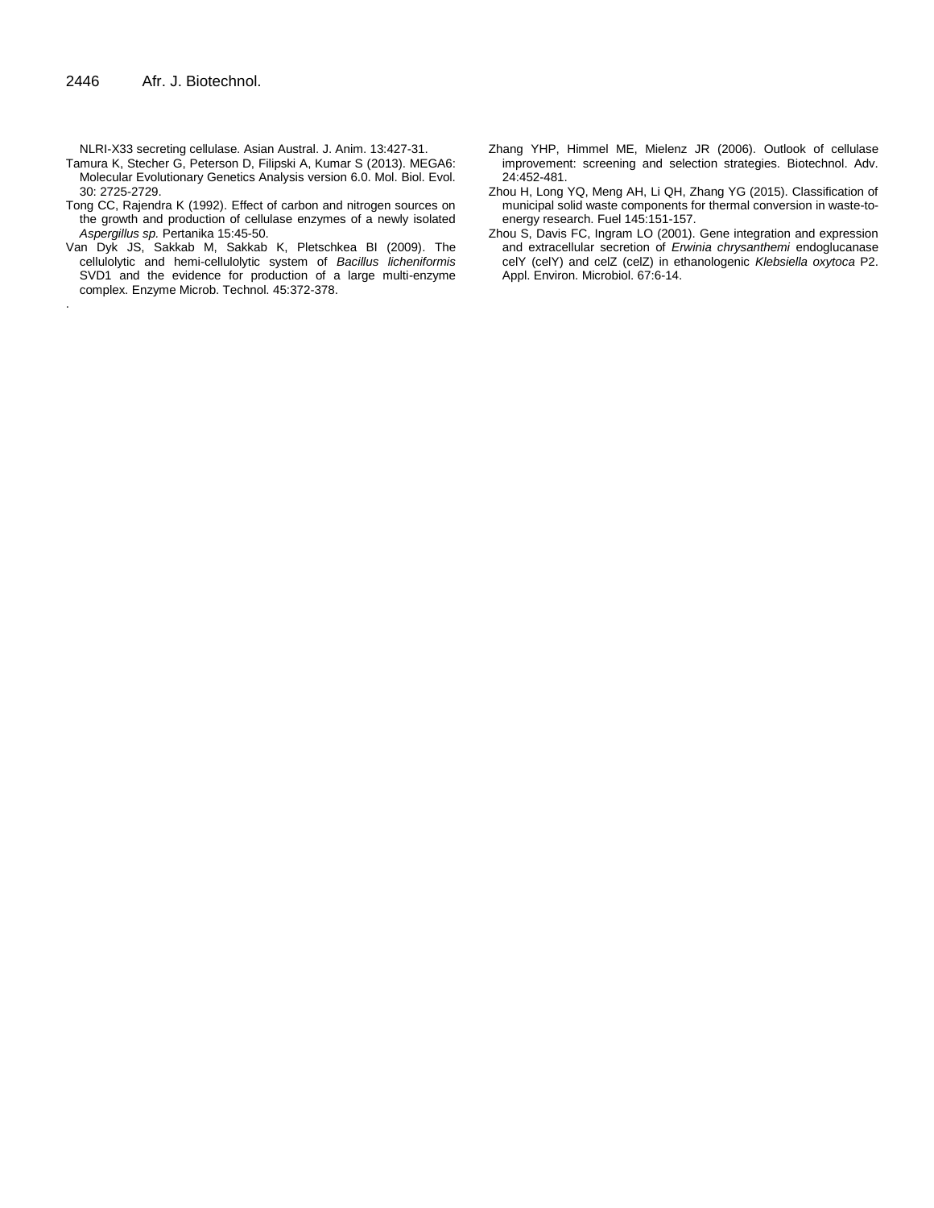NLRI-X33 secreting cellulase. Asian Austral. J. Anim. 13:427-31.

Tamura K, Stecher G, Peterson D, Filipski A, Kumar S (2013). MEGA6: Molecular Evolutionary Genetics Analysis version 6.0. Mol. Biol. Evol. 30: 2725-2729.

Tong CC, Rajendra K (1992). Effect of carbon and nitrogen sources on the growth and production of cellulase enzymes of a newly isolated *Aspergillus sp.* Pertanika 15:45-50.

Van Dyk JS, Sakkab M, Sakkab K, Pletschkea BI (2009). The cellulolytic and hemi-cellulolytic system of *Bacillus licheniformis* SVD1 and the evidence for production of a large multi-enzyme complex. Enzyme Microb. Technol. 45:372-378.

.

Zhang YHP, Himmel ME, Mielenz JR (2006). Outlook of cellulase improvement: screening and selection strategies. Biotechnol. Adv. 24:452-481.

Zhou H, Long YQ, Meng AH, Li QH, Zhang YG (2015). Classification of municipal solid waste components for thermal conversion in waste-to-energy research. Fuel 145:151-157.

Zhou S, Davis FC, Ingram LO (2001). Gene integration and expression and extracellular secretion of *Erwinia chrysanthemi* endoglucanase celY (celY) and celZ (celZ) in ethanologenic *Klebsiella oxytoca* P2. Appl. Environ. Microbiol. 67:6-14.